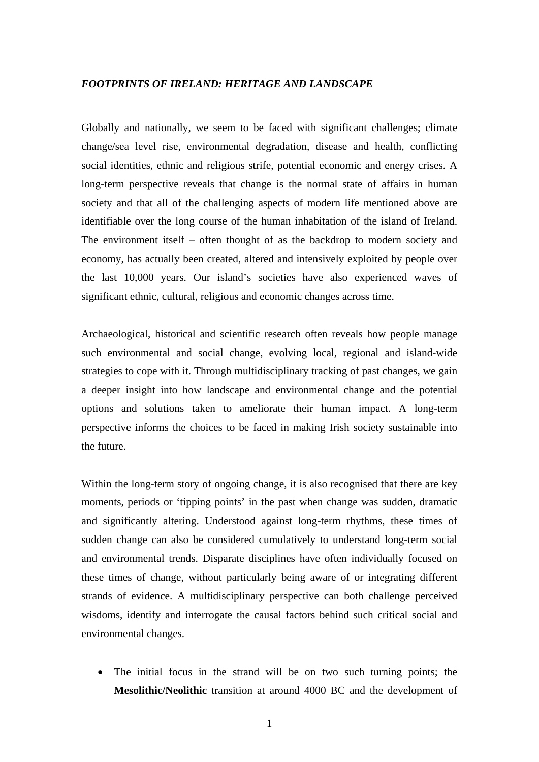***FOOTPRINTS OF IRELAND: HERITAGE AND LANDSCAPE***

Globally and nationally, we seem to be faced with significant challenges; climate change/sea level rise, environmental degradation, disease and health, conflicting social identities, ethnic and religious strife, potential economic and energy crises. A long-term perspective reveals that change is the normal state of affairs in human society and that all of the challenging aspects of modern life mentioned above are identifiable over the long course of the human inhabitation of the island of Ireland. The environment itself – often thought of as the backdrop to modern society and economy, has actually been created, altered and intensively exploited by people over the last 10,000 years. Our island's societies have also experienced waves of significant ethnic, cultural, religious and economic changes across time.

Archaeological, historical and scientific research often reveals how people manage such environmental and social change, evolving local, regional and island-wide strategies to cope with it. Through multidisciplinary tracking of past changes, we gain a deeper insight into how landscape and environmental change and the potential options and solutions taken to ameliorate their human impact. A long-term perspective informs the choices to be faced in making Irish society sustainable into the future.

Within the long-term story of ongoing change, it is also recognised that there are key moments, periods or 'tipping points' in the past when change was sudden, dramatic and significantly altering. Understood against long-term rhythms, these times of sudden change can also be considered cumulatively to understand long-term social and environmental trends. Disparate disciplines have often individually focused on these times of change, without particularly being aware of or integrating different strands of evidence. A multidisciplinary perspective can both challenge perceived wisdoms, identify and interrogate the causal factors behind such critical social and environmental changes.

- The initial focus in the strand will be on two such turning points; the **Mesolithic/Neolithic** transition at around 4000 BC and the development of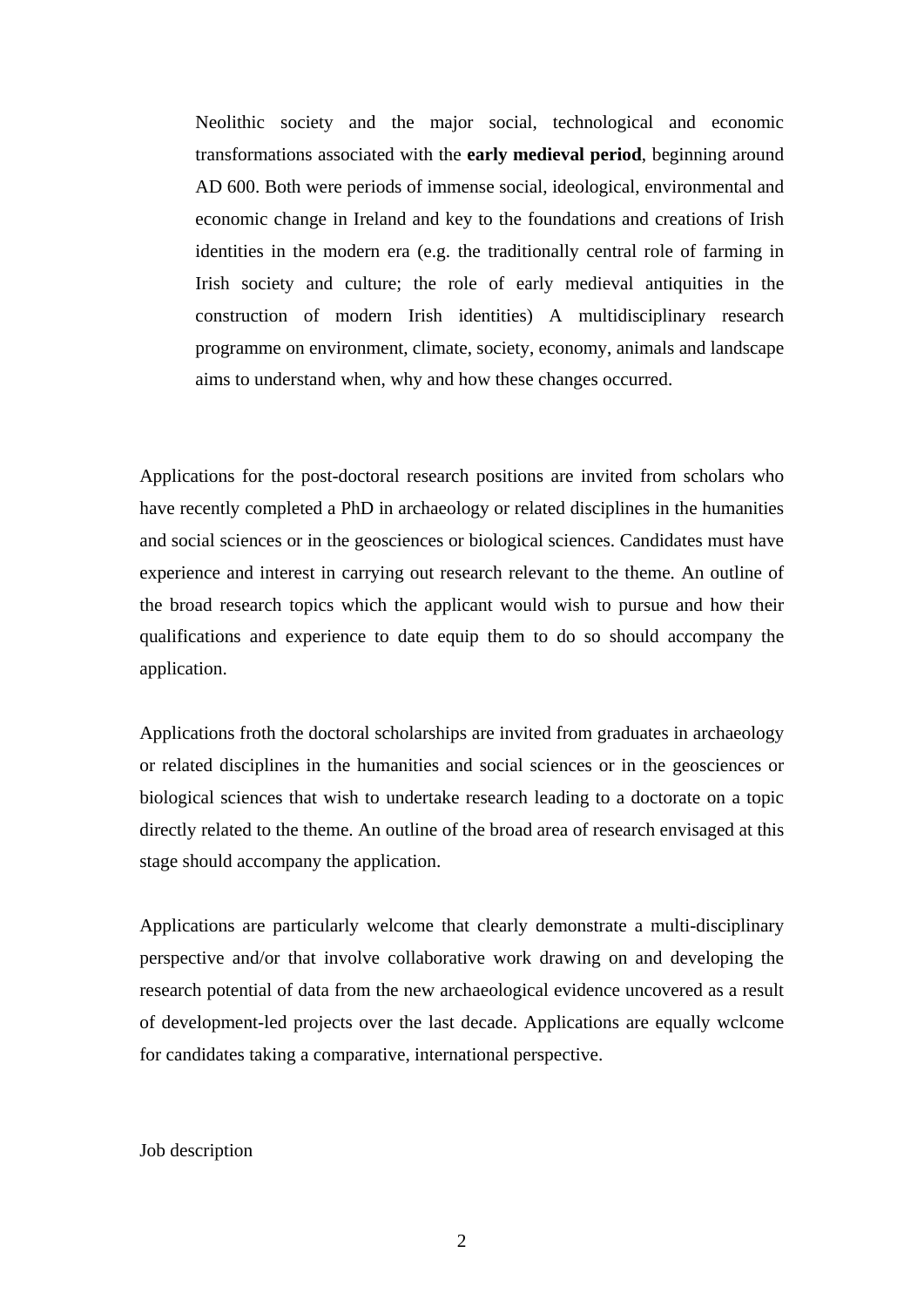Neolithic society and the major social, technological and economic transformations associated with the **early medieval period**, beginning around AD 600. Both were periods of immense social, ideological, environmental and economic change in Ireland and key to the foundations and creations of Irish identities in the modern era (e.g. the traditionally central role of farming in Irish society and culture; the role of early medieval antiquities in the construction of modern Irish identities) A multidisciplinary research programme on environment, climate, society, economy, animals and landscape aims to understand when, why and how these changes occurred.

Applications for the post-doctoral research positions are invited from scholars who have recently completed a PhD in archaeology or related disciplines in the humanities and social sciences or in the geosciences or biological sciences. Candidates must have experience and interest in carrying out research relevant to the theme. An outline of the broad research topics which the applicant would wish to pursue and how their qualifications and experience to date equip them to do so should accompany the application.

Applications froth the doctoral scholarships are invited from graduates in archaeology or related disciplines in the humanities and social sciences or in the geosciences or biological sciences that wish to undertake research leading to a doctorate on a topic directly related to the theme. An outline of the broad area of research envisaged at this stage should accompany the application.

Applications are particularly welcome that clearly demonstrate a multi-disciplinary perspective and/or that involve collaborative work drawing on and developing the research potential of data from the new archaeological evidence uncovered as a result of development-led projects over the last decade. Applications are equally wclcome for candidates taking a comparative, international perspective.

Job description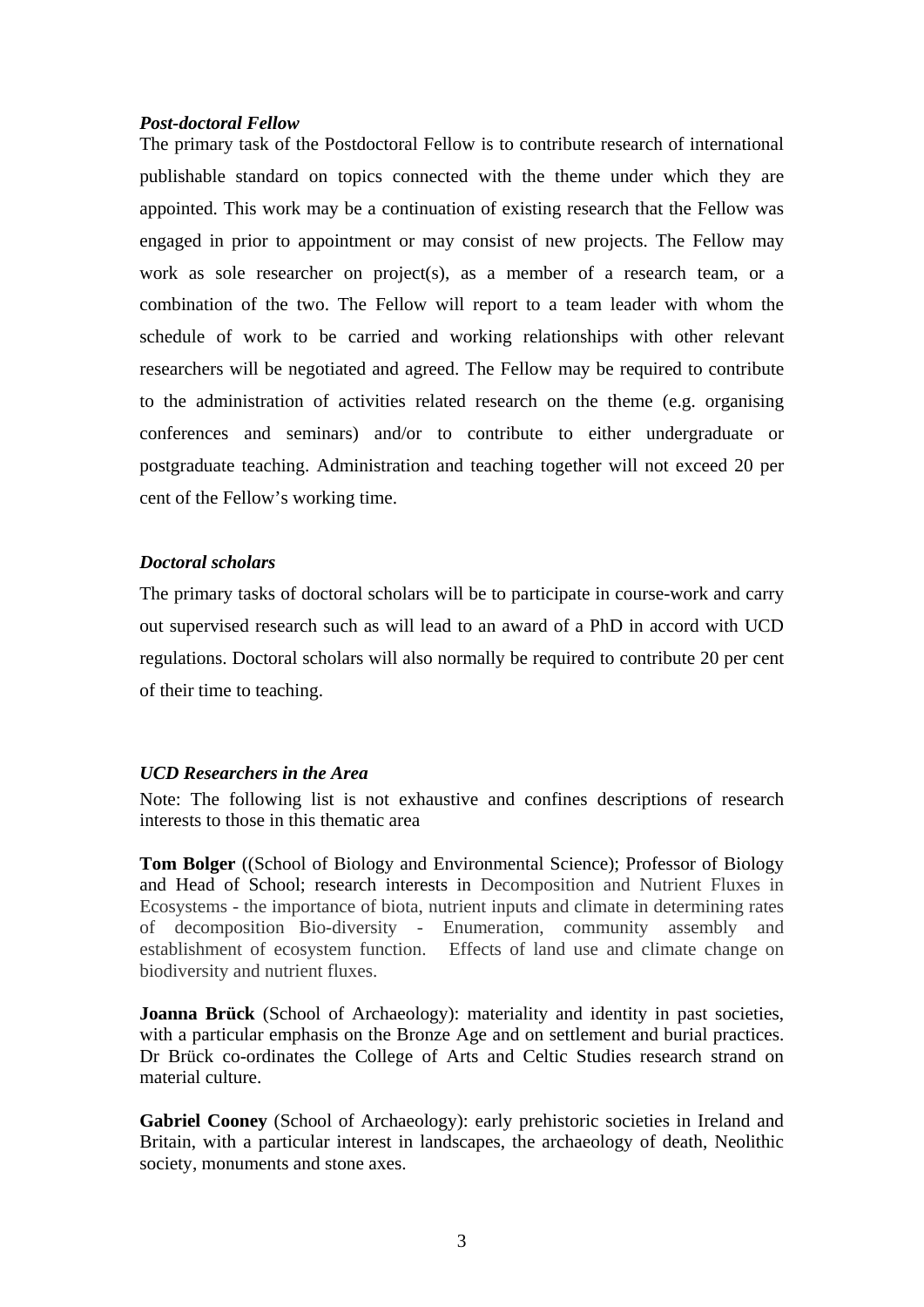***Post-doctoral Fellow***

The primary task of the Postdoctoral Fellow is to contribute research of international publishable standard on topics connected with the theme under which they are appointed. This work may be a continuation of existing research that the Fellow was engaged in prior to appointment or may consist of new projects. The Fellow may work as sole researcher on project(s), as a member of a research team, or a combination of the two. The Fellow will report to a team leader with whom the schedule of work to be carried and working relationships with other relevant researchers will be negotiated and agreed. The Fellow may be required to contribute to the administration of activities related research on the theme (e.g. organising conferences and seminars) and/or to contribute to either undergraduate or postgraduate teaching. Administration and teaching together will not exceed 20 per cent of the Fellow's working time.

***Doctoral scholars***

The primary tasks of doctoral scholars will be to participate in course-work and carry out supervised research such as will lead to an award of a PhD in accord with UCD regulations. Doctoral scholars will also normally be required to contribute 20 per cent of their time to teaching.

***UCD Researchers in the Area***

Note: The following list is not exhaustive and confines descriptions of research interests to those in this thematic area

**Tom Bolger** ((School of Biology and Environmental Science); Professor of Biology and Head of School; research interests in Decomposition and Nutrient Fluxes in Ecosystems - the importance of biota, nutrient inputs and climate in determining rates of decomposition Bio-diversity - Enumeration, community assembly and establishment of ecosystem function. Effects of land use and climate change on biodiversity and nutrient fluxes.

**Joanna Brück** (School of Archaeology): materiality and identity in past societies, with a particular emphasis on the Bronze Age and on settlement and burial practices. Dr Brück co-ordinates the College of Arts and Celtic Studies research strand on material culture.

**Gabriel Cooney** (School of Archaeology): early prehistoric societies in Ireland and Britain, with a particular interest in landscapes, the archaeology of death, Neolithic society, monuments and stone axes.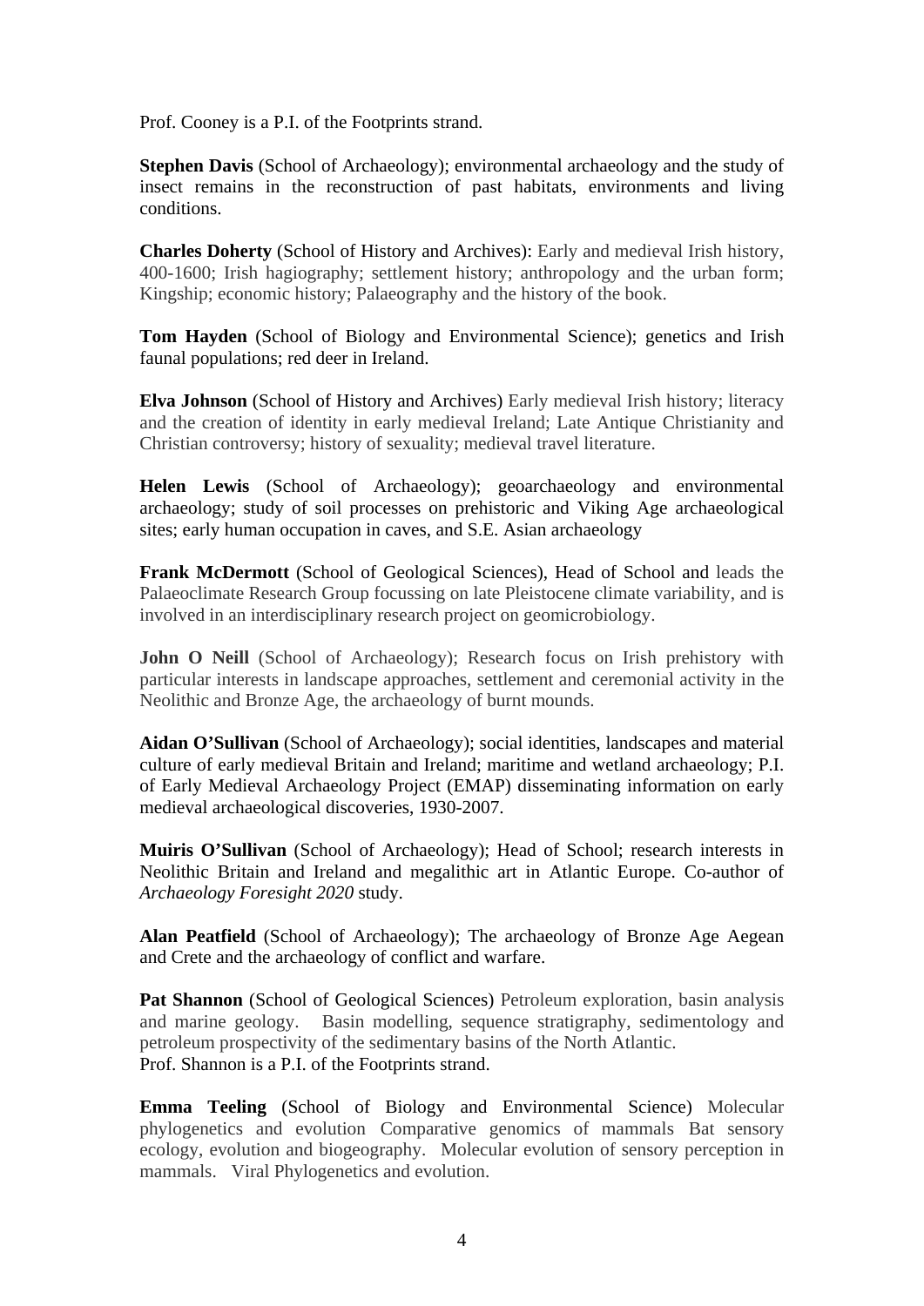Prof. Cooney is a P.I. of the Footprints strand.

**Stephen Davis** (School of Archaeology); environmental archaeology and the study of insect remains in the reconstruction of past habitats, environments and living conditions.

**Charles Doherty** (School of History and Archives): Early and medieval Irish history, 400-1600; Irish hagiography; settlement history; anthropology and the urban form; Kingship; economic history; Palaeography and the history of the book.

**Tom Hayden** (School of Biology and Environmental Science); genetics and Irish faunal populations; red deer in Ireland.

**Elva Johnson** (School of History and Archives) Early medieval Irish history; literacy and the creation of identity in early medieval Ireland; Late Antique Christianity and Christian controversy; history of sexuality; medieval travel literature.

**Helen Lewis** (School of Archaeology); geoarchaeology and environmental archaeology; study of soil processes on prehistoric and Viking Age archaeological sites; early human occupation in caves, and S.E. Asian archaeology

**Frank McDermott** (School of Geological Sciences), Head of School and leads the Palaeoclimate Research Group focussing on late Pleistocene climate variability, and is involved in an interdisciplinary research project on geomicrobiology.

**John O Neill** (School of Archaeology); Research focus on Irish prehistory with particular interests in landscape approaches, settlement and ceremonial activity in the Neolithic and Bronze Age, the archaeology of burnt mounds.

**Aidan O'Sullivan** (School of Archaeology); social identities, landscapes and material culture of early medieval Britain and Ireland; maritime and wetland archaeology; P.I. of Early Medieval Archaeology Project (EMAP) disseminating information on early medieval archaeological discoveries, 1930-2007.

**Muiris O'Sullivan** (School of Archaeology); Head of School; research interests in Neolithic Britain and Ireland and megalithic art in Atlantic Europe. Co-author of *Archaeology Foresight 2020* study.

**Alan Peatfield** (School of Archaeology); The archaeology of Bronze Age Aegean and Crete and the archaeology of conflict and warfare.

**Pat Shannon** (School of Geological Sciences) Petroleum exploration, basin analysis and marine geology. Basin modelling, sequence stratigraphy, sedimentology and petroleum prospectivity of the sedimentary basins of the North Atlantic.
Prof. Shannon is a P.I. of the Footprints strand.

**Emma Teeling** (School of Biology and Environmental Science) Molecular phylogenetics and evolution Comparative genomics of mammals Bat sensory ecology, evolution and biogeography. Molecular evolution of sensory perception in mammals. Viral Phylogenetics and evolution.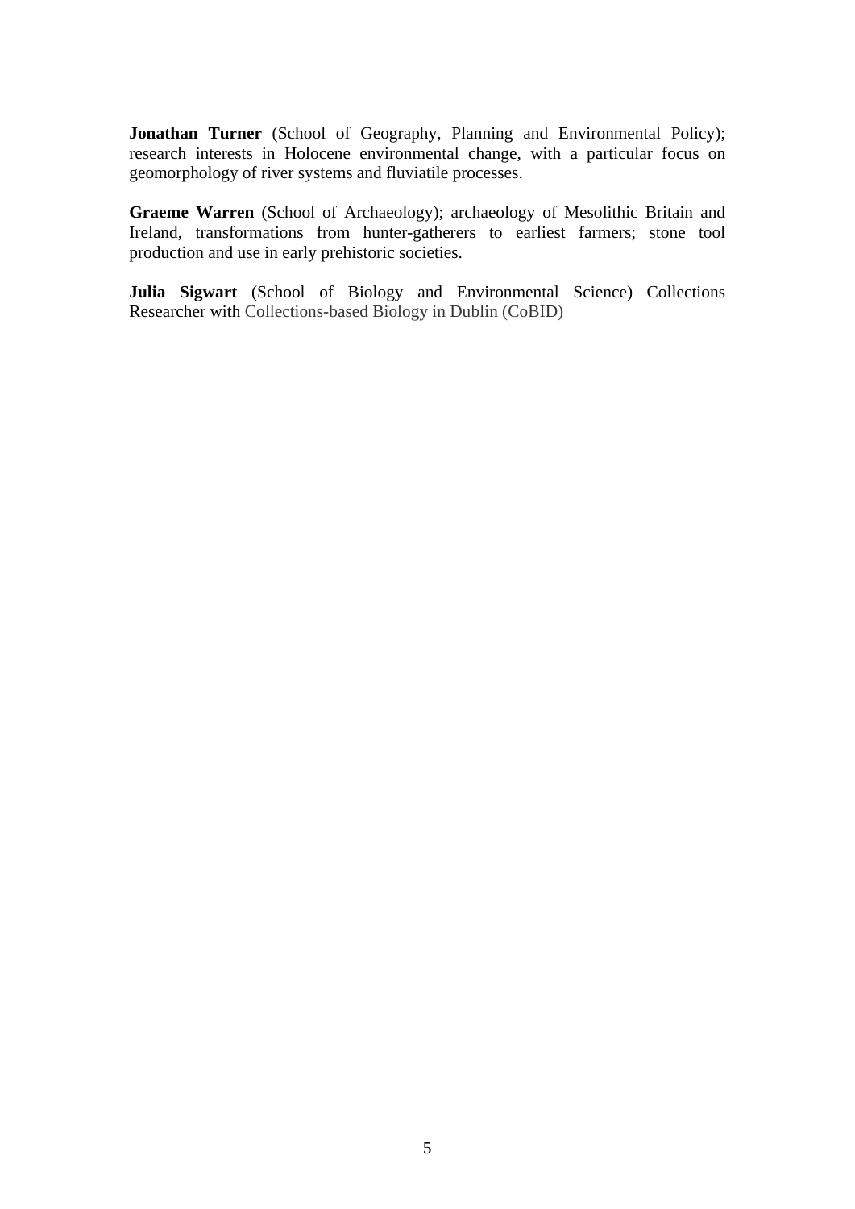**Jonathan Turner** (School of Geography, Planning and Environmental Policy); research interests in Holocene environmental change, with a particular focus on geomorphology of river systems and fluviatile processes.

**Graeme Warren** (School of Archaeology); archaeology of Mesolithic Britain and Ireland, transformations from hunter-gatherers to earliest farmers; stone tool production and use in early prehistoric societies.

**Julia Sigwart** (School of Biology and Environmental Science) Collections Researcher with Collections-based Biology in Dublin (CoBID)